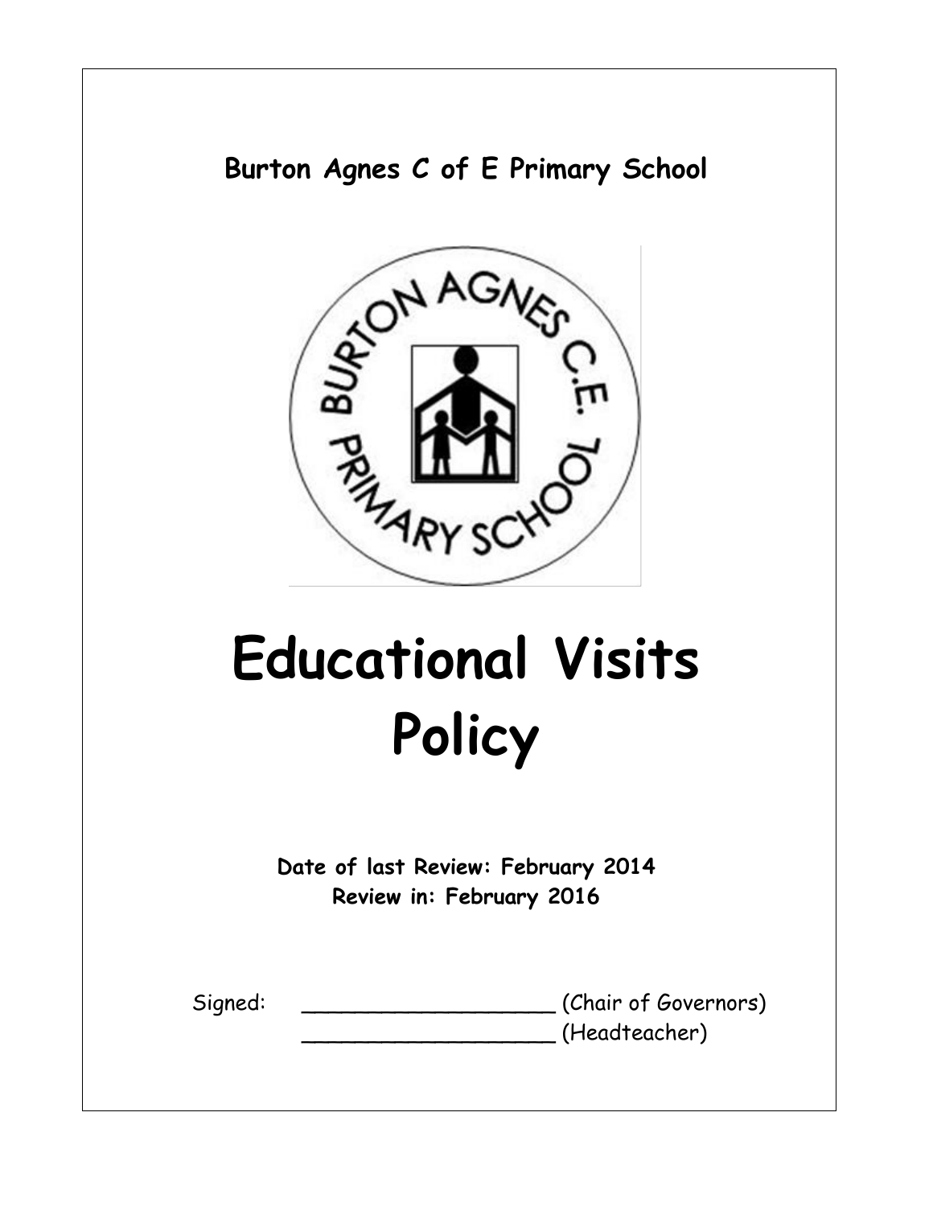**Burton Agnes C of E Primary School**

# Educational Visits Policy

**Date of last Review: February 2014**
**Review in: February 2016**

Signed: ____________________ (Chair of Governors)

____________________ (Headteacher)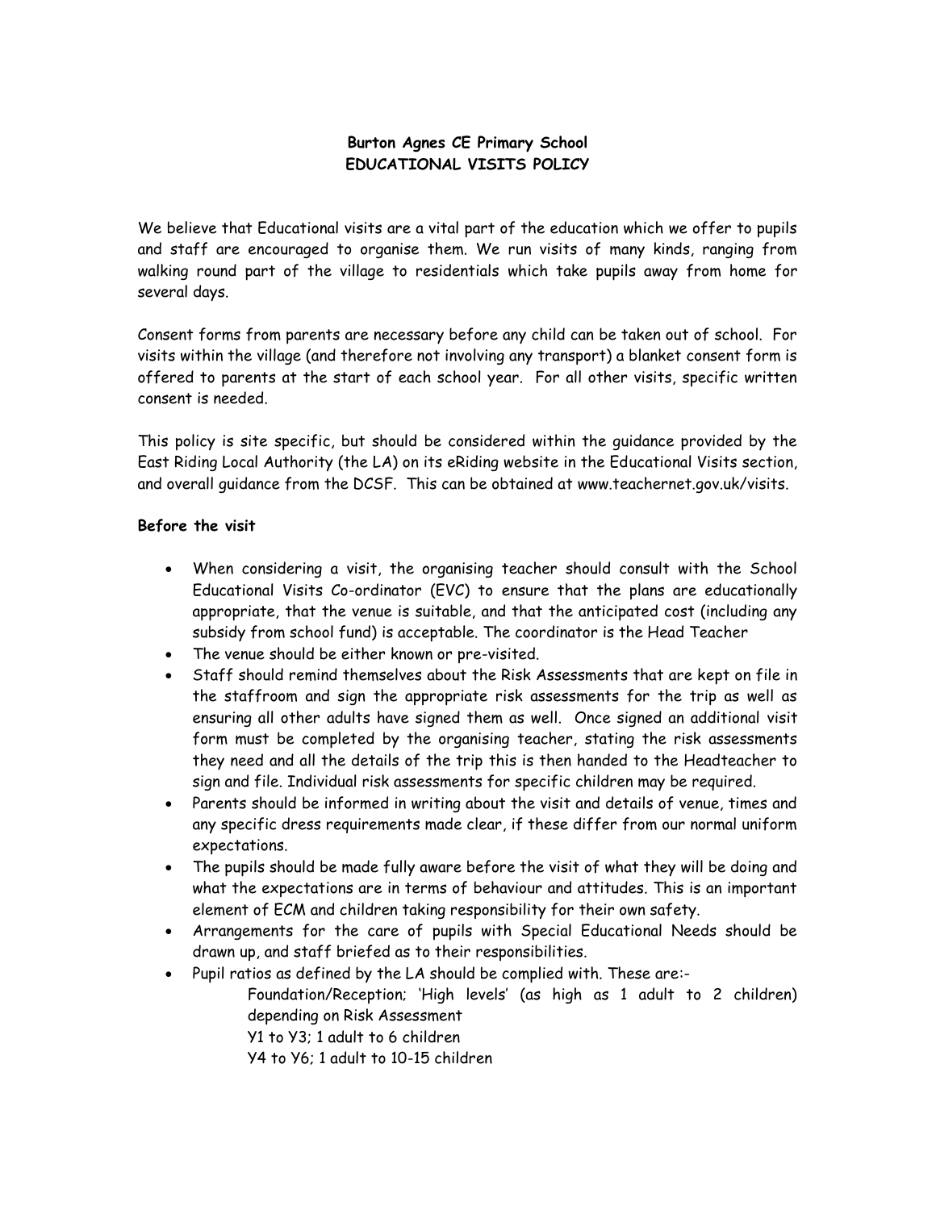**Burton Agnes CE Primary School**
**EDUCATIONAL VISITS POLICY**

We believe that Educational visits are a vital part of the education which we offer to pupils and staff are encouraged to organise them. We run visits of many kinds, ranging from walking round part of the village to residentials which take pupils away from home for several days.

Consent forms from parents are necessary before any child can be taken out of school. For visits within the village (and therefore not involving any transport) a blanket consent form is offered to parents at the start of each school year. For all other visits, specific written consent is needed.

This policy is site specific, but should be considered within the guidance provided by the East Riding Local Authority (the LA) on its eRiding website in the Educational Visits section, and overall guidance from the DCSF. This can be obtained at www.teachernet.gov.uk/visits.

**Before the visit**

- When considering a visit, the organising teacher should consult with the School Educational Visits Co-ordinator (EVC) to ensure that the plans are educationally appropriate, that the venue is suitable, and that the anticipated cost (including any subsidy from school fund) is acceptable. The coordinator is the Head Teacher
- The venue should be either known or pre-visited.
- Staff should remind themselves about the Risk Assessments that are kept on file in the staffroom and sign the appropriate risk assessments for the trip as well as ensuring all other adults have signed them as well. Once signed an additional visit form must be completed by the organising teacher, stating the risk assessments they need and all the details of the trip this is then handed to the Headteacher to sign and file. Individual risk assessments for specific children may be required.
- Parents should be informed in writing about the visit and details of venue, times and any specific dress requirements made clear, if these differ from our normal uniform expectations.
- The pupils should be made fully aware before the visit of what they will be doing and what the expectations are in terms of behaviour and attitudes. This is an important element of ECM and children taking responsibility for their own safety.
- Arrangements for the care of pupils with Special Educational Needs should be drawn up, and staff briefed as to their responsibilities.
- Pupil ratios as defined by the LA should be complied with. These are:-

  Foundation/Reception; 'High levels' (as high as 1 adult to 2 children) depending on Risk Assessment
  Y1 to Y3; 1 adult to 6 children
  Y4 to Y6; 1 adult to 10-15 children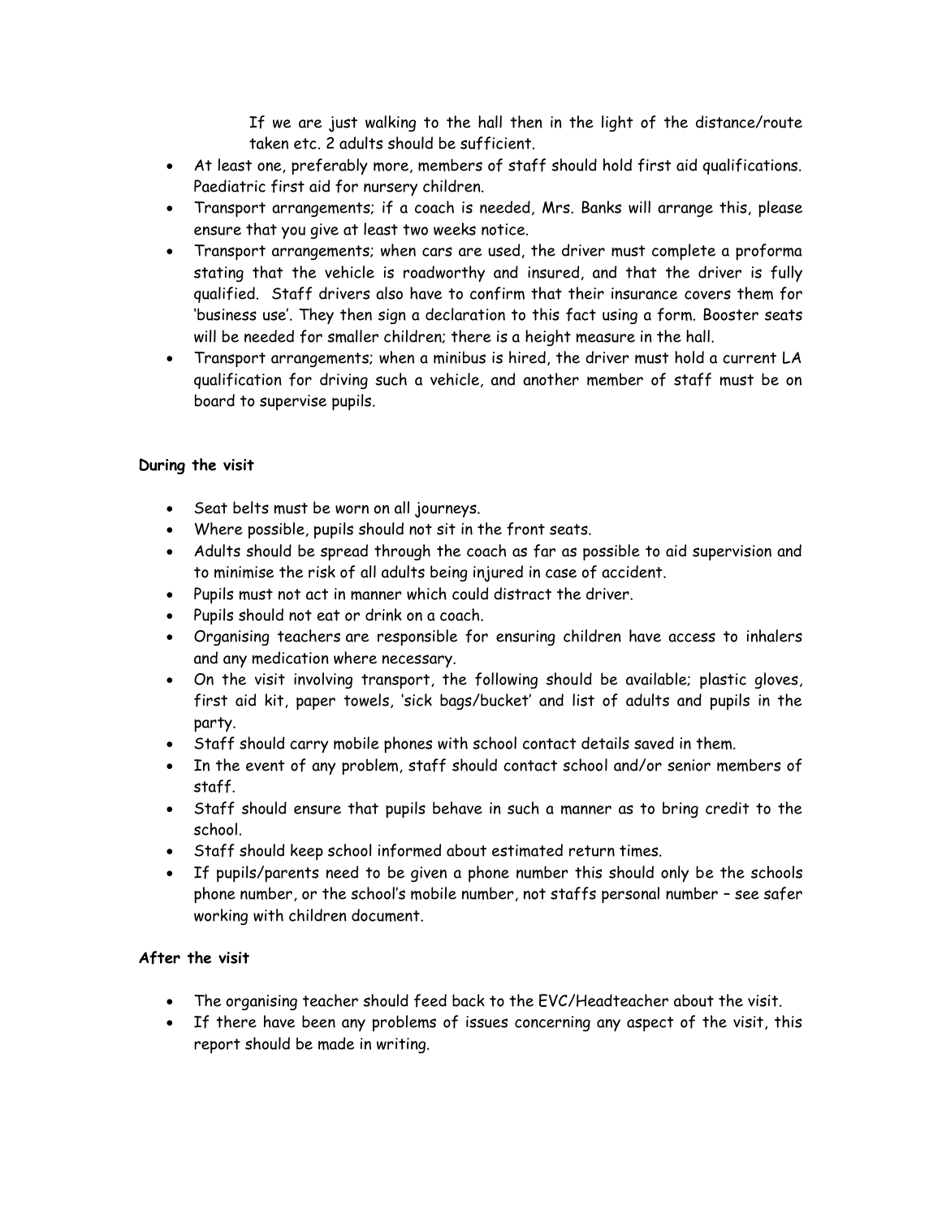If we are just walking to the hall then in the light of the distance/route taken etc. 2 adults should be sufficient.

- At least one, preferably more, members of staff should hold first aid qualifications. Paediatric first aid for nursery children.
- Transport arrangements; if a coach is needed, Mrs. Banks will arrange this, please ensure that you give at least two weeks notice.
- Transport arrangements; when cars are used, the driver must complete a proforma stating that the vehicle is roadworthy and insured, and that the driver is fully qualified. Staff drivers also have to confirm that their insurance covers them for 'business use'. They then sign a declaration to this fact using a form. Booster seats will be needed for smaller children; there is a height measure in the hall.
- Transport arrangements; when a minibus is hired, the driver must hold a current LA qualification for driving such a vehicle, and another member of staff must be on board to supervise pupils.

**During the visit**

- Seat belts must be worn on all journeys.
- Where possible, pupils should not sit in the front seats.
- Adults should be spread through the coach as far as possible to aid supervision and to minimise the risk of all adults being injured in case of accident.
- Pupils must not act in manner which could distract the driver.
- Pupils should not eat or drink on a coach.
- Organising teachers are responsible for ensuring children have access to inhalers and any medication where necessary.
- On the visit involving transport, the following should be available; plastic gloves, first aid kit, paper towels, 'sick bags/bucket' and list of adults and pupils in the party.
- Staff should carry mobile phones with school contact details saved in them.
- In the event of any problem, staff should contact school and/or senior members of staff.
- Staff should ensure that pupils behave in such a manner as to bring credit to the school.
- Staff should keep school informed about estimated return times.
- If pupils/parents need to be given a phone number this should only be the schools phone number, or the school's mobile number, not staffs personal number – see safer working with children document.

**After the visit**

- The organising teacher should feed back to the EVC/Headteacher about the visit.
- If there have been any problems of issues concerning any aspect of the visit, this report should be made in writing.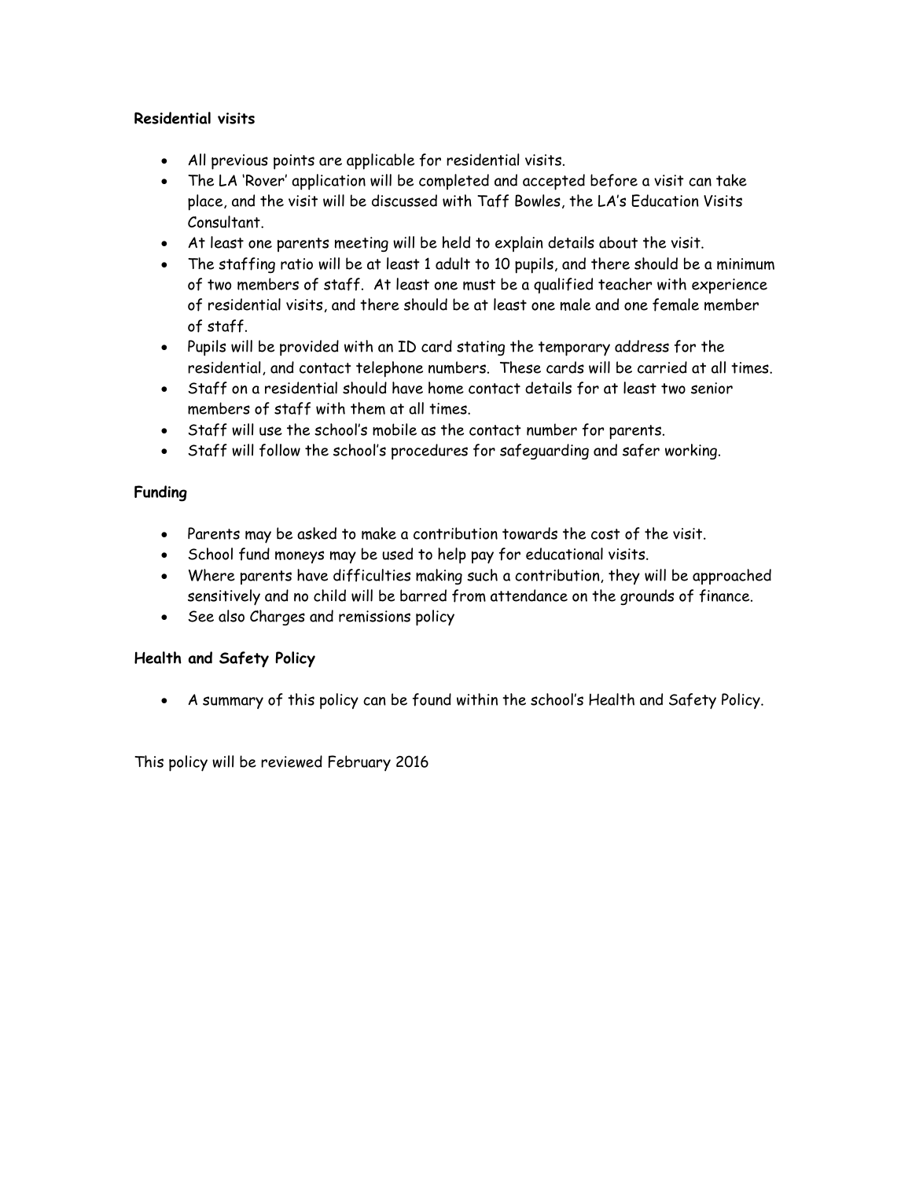### Residential visits

- All previous points are applicable for residential visits.
- The LA 'Rover' application will be completed and accepted before a visit can take place, and the visit will be discussed with Taff Bowles, the LA's Education Visits Consultant.
- At least one parents meeting will be held to explain details about the visit.
- The staffing ratio will be at least 1 adult to 10 pupils, and there should be a minimum of two members of staff. At least one must be a qualified teacher with experience of residential visits, and there should be at least one male and one female member of staff.
- Pupils will be provided with an ID card stating the temporary address for the residential, and contact telephone numbers. These cards will be carried at all times.
- Staff on a residential should have home contact details for at least two senior members of staff with them at all times.
- Staff will use the school's mobile as the contact number for parents.
- Staff will follow the school's procedures for safeguarding and safer working.

### Funding

- Parents may be asked to make a contribution towards the cost of the visit.
- School fund moneys may be used to help pay for educational visits.
- Where parents have difficulties making such a contribution, they will be approached sensitively and no child will be barred from attendance on the grounds of finance.
- See also Charges and remissions policy

### Health and Safety Policy

- A summary of this policy can be found within the school's Health and Safety Policy.

This policy will be reviewed February 2016